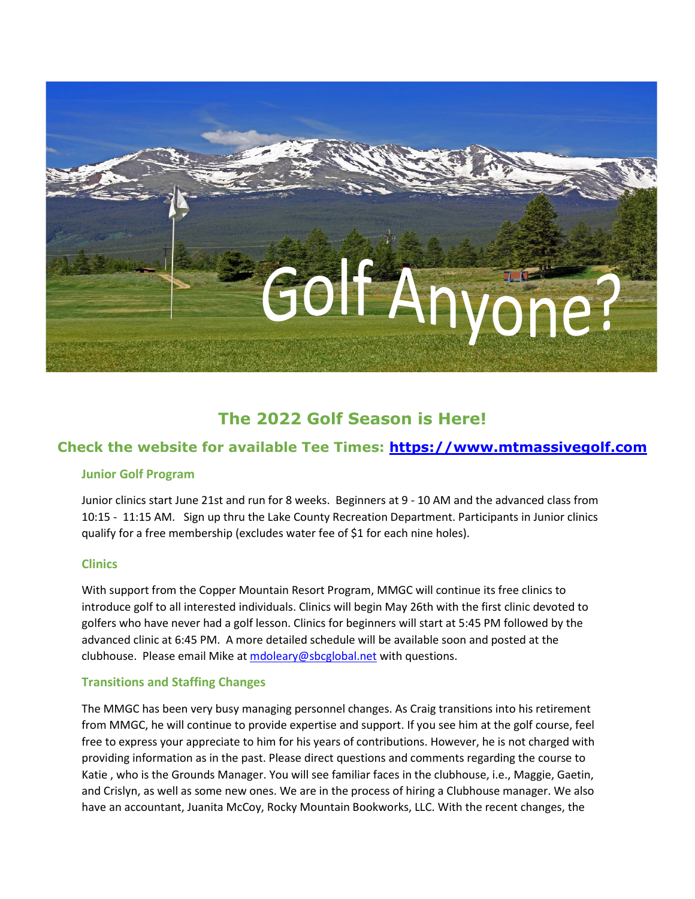# Golf Anyone?

## The 2022 Golf Season is Here!

### Check the website for available Tee Times: [https://www.mtmassivegolf.com](https://www.mtmassivegolf.com)

#### Junior Golf Program

Junior clinics start June 21st and run for 8 weeks. Beginners at 9 - 10 AM and the advanced class from 10:15 - 11:15 AM. Sign up thru the Lake County Recreation Department. Participants in Junior clinics qualify for a free membership (excludes water fee of $1 for each nine holes).

#### Clinics

With support from the Copper Mountain Resort Program, MMGC will continue its free clinics to introduce golf to all interested individuals. Clinics will begin May 26th with the first clinic devoted to golfers who have never had a golf lesson. Clinics for beginners will start at 5:45 PM followed by the advanced clinic at 6:45 PM. A more detailed schedule will be available soon and posted at the clubhouse. Please email Mike at [mdoleary@sbcglobal.net](mailto:mdoleary@sbcglobal.net) with questions.

#### Transitions and Staffing Changes

The MMGC has been very busy managing personnel changes. As Craig transitions into his retirement from MMGC, he will continue to provide expertise and support. If you see him at the golf course, feel free to express your appreciate to him for his years of contributions. However, he is not charged with providing information as in the past. Please direct questions and comments regarding the course to Katie , who is the Grounds Manager. You will see familiar faces in the clubhouse, i.e., Maggie, Gaetin, and Crislyn, as well as some new ones. We are in the process of hiring a Clubhouse manager. We also have an accountant, Juanita McCoy, Rocky Mountain Bookworks, LLC. With the recent changes, the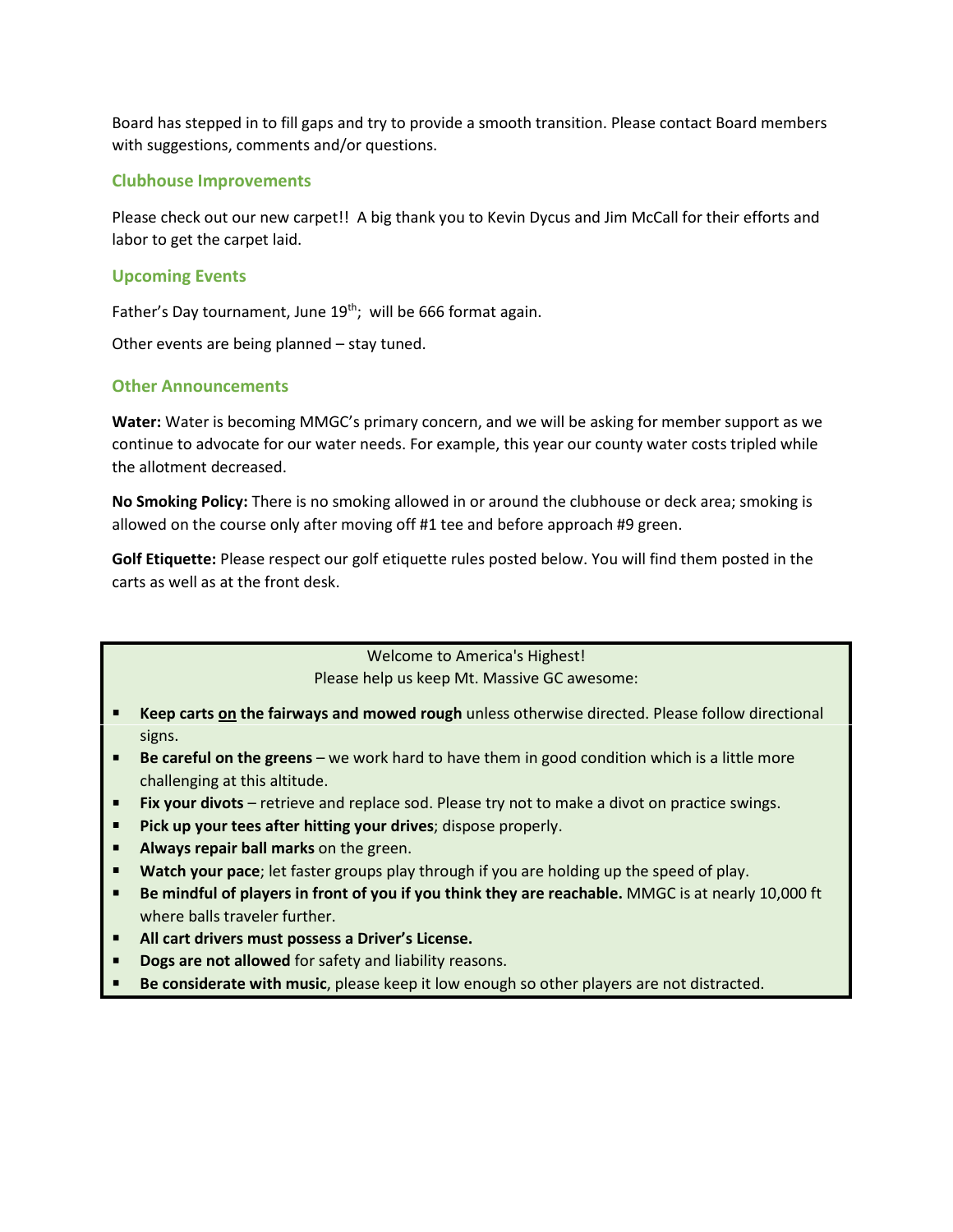Board has stepped in to fill gaps and try to provide a smooth transition. Please contact Board members with suggestions, comments and/or questions.

### Clubhouse Improvements

Please check out our new carpet!! A big thank you to Kevin Dycus and Jim McCall for their efforts and labor to get the carpet laid.

### Upcoming Events

Father's Day tournament, June 19th; will be 666 format again.

Other events are being planned – stay tuned.

### Other Announcements

**Water:** Water is becoming MMGC's primary concern, and we will be asking for member support as we continue to advocate for our water needs. For example, this year our county water costs tripled while the allotment decreased.

**No Smoking Policy:** There is no smoking allowed in or around the clubhouse or deck area; smoking is allowed on the course only after moving off #1 tee and before approach #9 green.

**Golf Etiquette:** Please respect our golf etiquette rules posted below. You will find them posted in the carts as well as at the front desk.

Welcome to America's Highest!
Please help us keep Mt. Massive GC awesome:

- **Keep carts <u>on</u> the fairways and mowed rough** unless otherwise directed. Please follow directional signs.
- **Be careful on the greens** – we work hard to have them in good condition which is a little more challenging at this altitude.
- **Fix your divots** – retrieve and replace sod. Please try not to make a divot on practice swings.
- **Pick up your tees after hitting your drives**; dispose properly.
- **Always repair ball marks** on the green.
- **Watch your pace**; let faster groups play through if you are holding up the speed of play.
- **Be mindful of players in front of you if you think they are reachable.** MMGC is at nearly 10,000 ft where balls traveler further.
- **All cart drivers must possess a Driver's License.**
- **Dogs are not allowed** for safety and liability reasons.
- **Be considerate with music**, please keep it low enough so other players are not distracted.